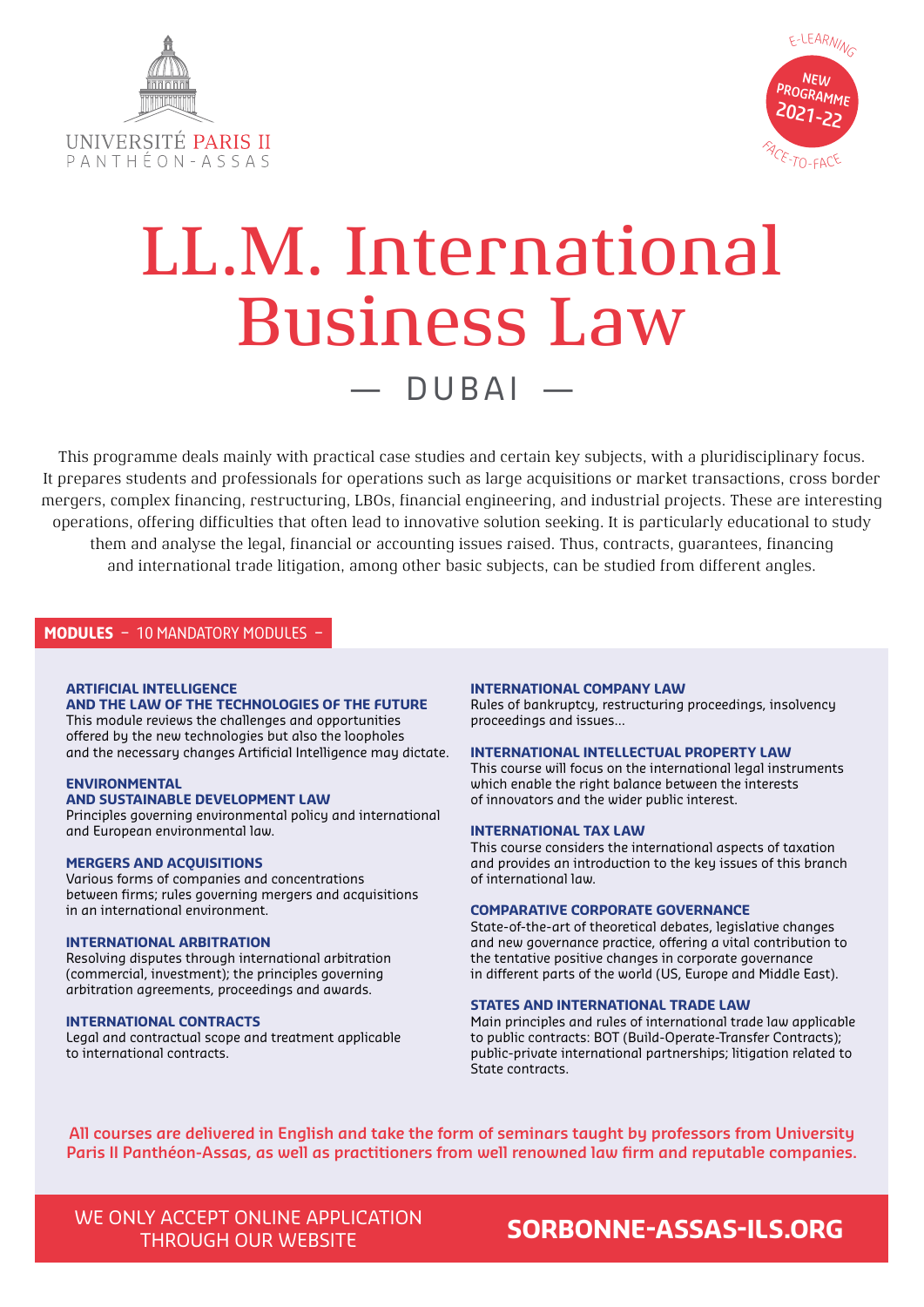UNIVERSITÉ PARIS II
PANTHÉON-ASSAS

E-LEARNING

NEW PROGRAMME 2021-22

FACE-TO-FACE

# LL.M. International Business Law

## — DUBAI —

This programme deals mainly with practical case studies and certain key subjects, with a pluridisciplinary focus. It prepares students and professionals for operations such as large acquisitions or market transactions, cross border mergers, complex financing, restructuring, LBOs, financial engineering, and industrial projects. These are interesting operations, offering difficulties that often lead to innovative solution seeking. It is particularly educational to study them and analyse the legal, financial or accounting issues raised. Thus, contracts, guarantees, financing and international trade litigation, among other basic subjects, can be studied from different angles.

## MODULES – 10 MANDATORY MODULES –

**ARTIFICIAL INTELLIGENCE AND THE LAW OF THE TECHNOLOGIES OF THE FUTURE**
This module reviews the challenges and opportunities offered by the new technologies but also the loopholes and the necessary changes Artificial Intelligence may dictate.

**ENVIRONMENTAL AND SUSTAINABLE DEVELOPMENT LAW**
Principles governing environmental policy and international and European environmental law.

**MERGERS AND ACQUISITIONS**
Various forms of companies and concentrations between firms; rules governing mergers and acquisitions in an international environment.

**INTERNATIONAL ARBITRATION**
Resolving disputes through international arbitration (commercial, investment); the principles governing arbitration agreements, proceedings and awards.

**INTERNATIONAL CONTRACTS**
Legal and contractual scope and treatment applicable to international contracts.

**INTERNATIONAL COMPANY LAW**
Rules of bankruptcy, restructuring proceedings, insolvency proceedings and issues...

**INTERNATIONAL INTELLECTUAL PROPERTY LAW**
This course will focus on the international legal instruments which enable the right balance between the interests of innovators and the wider public interest.

**INTERNATIONAL TAX LAW**
This course considers the international aspects of taxation and provides an introduction to the key issues of this branch of international law.

**COMPARATIVE CORPORATE GOVERNANCE**
State-of-the-art of theoretical debates, legislative changes and new governance practice, offering a vital contribution to the tentative positive changes in corporate governance in different parts of the world (US, Europe and Middle East).

**STATES AND INTERNATIONAL TRADE LAW**
Main principles and rules of international trade law applicable to public contracts: BOT (Build-Operate-Transfer Contracts); public-private international partnerships; litigation related to State contracts.

**All courses are delivered in English and take the form of seminars taught by professors from University Paris II Panthéon-Assas, as well as practitioners from well renowned law firm and reputable companies.**

WE ONLY ACCEPT ONLINE APPLICATION THROUGH OUR WEBSITE

**SORBONNE-ASSAS-ILS.ORG**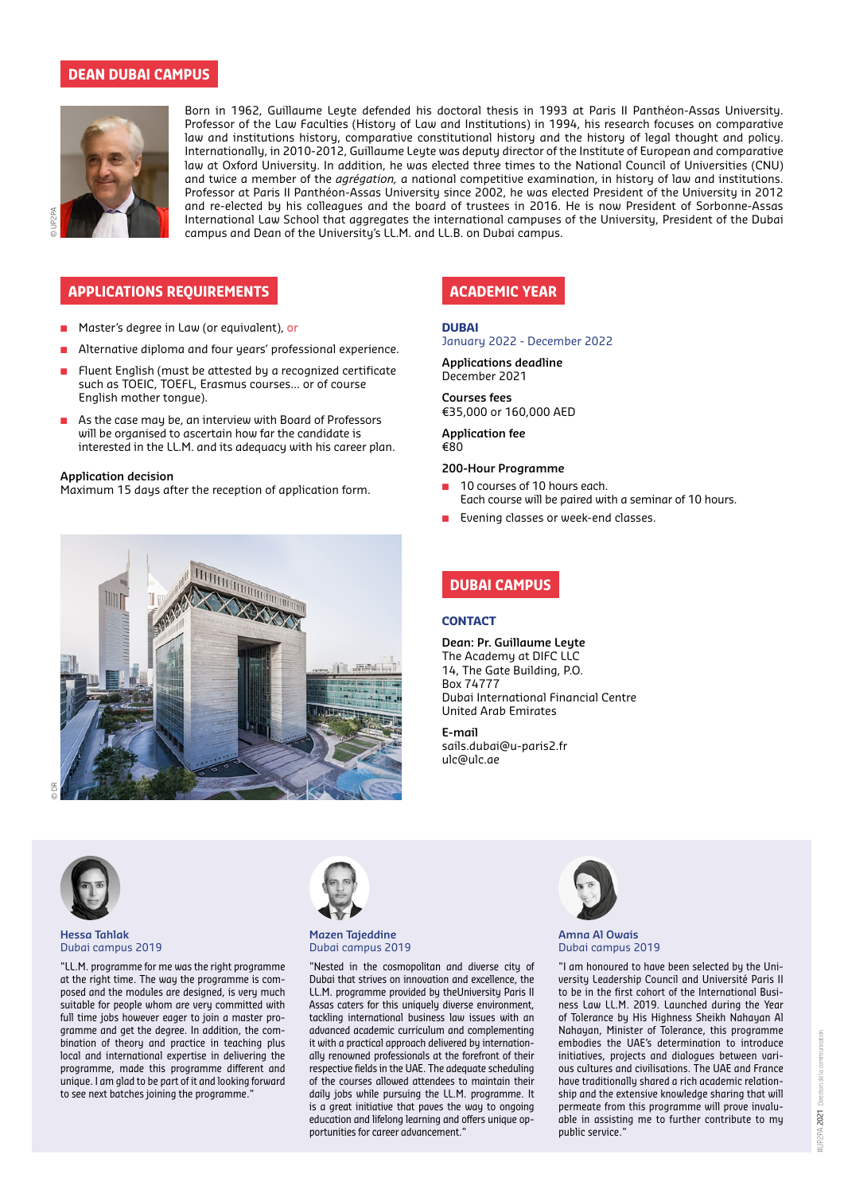## DEAN DUBAI CAMPUS

Born in 1962, Guillaume Leyte defended his doctoral thesis in 1993 at Paris II Panthéon-Assas University. Professor of the Law Faculties (History of Law and Institutions) in 1994, his research focuses on comparative law and institutions history, comparative constitutional history and the history of legal thought and policy. Internationally, in 2010-2012, Guillaume Leyte was deputy director of the Institute of European and comparative law at Oxford University. In addition, he was elected three times to the National Council of Universities (CNU) and twice a member of the *agrégation,* a national competitive examination, in history of law and institutions. Professor at Paris II Panthéon-Assas University since 2002, he was elected President of the University in 2012 and re-elected by his colleagues and the board of trustees in 2016. He is now President of Sorbonne-Assas International Law School that aggregates the international campuses of the University, President of the Dubai campus and Dean of the University's LL.M. and LL.B. on Dubai campus.

## APPLICATIONS REQUIREMENTS

- Master's degree in Law (or equivalent), or
- Alternative diploma and four years' professional experience.
- Fluent English (must be attested by a recognized certificate such as TOEIC, TOEFL, Erasmus courses... or of course English mother tongue).
- As the case may be, an interview with Board of Professors will be organised to ascertain how far the candidate is interested in the LL.M. and its adequacy with his career plan.

**Application decision**
Maximum 15 days after the reception of application form.

## ACADEMIC YEAR

**DUBAI**
January 2022 - December 2022

**Applications deadline**
December 2021

**Courses fees**
€35,000 or 160,000 AED

**Application fee**
€80

**200-Hour Programme**

- 10 courses of 10 hours each.
  Each course will be paired with a seminar of 10 hours.
- Evening classes or week-end classes.

## DUBAI CAMPUS

**CONTACT**

**Dean: Pr. Guillaume Leyte**
The Academy at DIFC LLC
14, The Gate Building, P.O.
Box 74777
Dubai International Financial Centre
United Arab Emirates

**E-mail**
sails.dubai@u-paris2.fr
ulc@ulc.ae

**Hessa Tahlak**
Dubai campus 2019

"LL.M. programme for me was the right programme at the right time. The way the programme is composed and the modules are designed, is very much suitable for people whom are very committed with full time jobs however eager to join a master programme and get the degree. In addition, the combination of theory and practice in teaching plus local and international expertise in delivering the programme, made this programme different and unique. I am glad to be part of it and looking forward to see next batches joining the programme."

**Mazen Tajeddine**
Dubai campus 2019

"Nested in the cosmopolitan and diverse city of Dubai that strives on innovation and excellence, the LL.M. programme provided by theUniversity Paris II Assas caters for this uniquely diverse environment, tackling international business law issues with an advanced academic curriculum and complementing it with a practical approach delivered by internationally renowned professionals at the forefront of their respective fields in the UAE. The adequate scheduling of the courses allowed attendees to maintain their daily jobs while pursuing the LL.M. programme. It is a great initiative that paves the way to ongoing education and lifelong learning and offers unique opportunities for career advancement."

**Amna Al Owais**
Dubai campus 2019

"I am honoured to have been selected by the University Leadership Council and Université Paris II to be in the first cohort of the International Business Law LL.M. 2019. Launched during the Year of Tolerance by His Highness Sheikh Nahayan Al Nahayan, Minister of Tolerance, this programme embodies the UAE's determination to introduce initiatives, projects and dialogues between various cultures and civilisations. The UAE and France have traditionally shared a rich academic relationship and the extensive knowledge sharing that will permeate from this programme will prove invaluable in assisting me to further contribute to my public service."